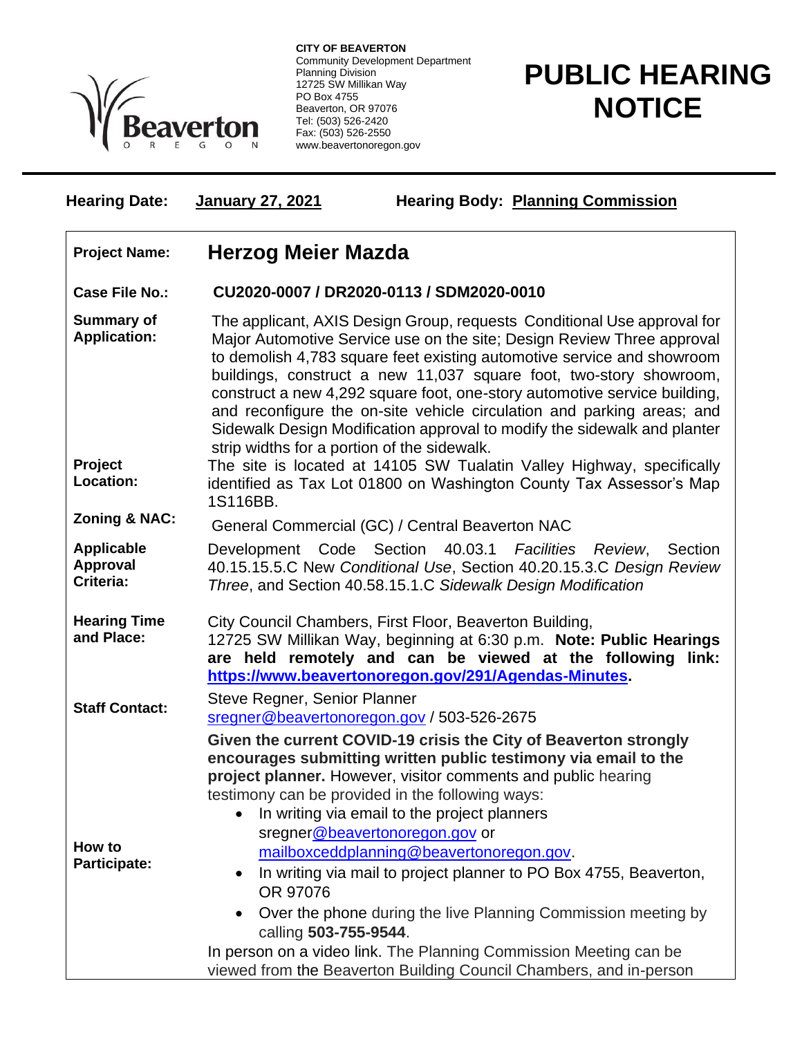**CITY OF BEAVERTON**
Community Development Department
Planning Division
12725 SW Millikan Way
PO Box 4755
Beaverton, OR 97076
Tel: (503) 526-2420
Fax: (503) 526-2550
www.beavertonoregon.gov

# PUBLIC HEARING NOTICE

**Hearing Date:** **January 27, 2021** **Hearing Body:** **Planning Commission**

| | |
|---|---|
| **Project Name:** | **Herzog Meier Mazda** |
| **Case File No.:** | **CU2020-0007 / DR2020-0113 / SDM2020-0010** |
| **Summary of Application:** | The applicant, AXIS Design Group, requests Conditional Use approval for Major Automotive Service use on the site; Design Review Three approval to demolish 4,783 square feet existing automotive service and showroom buildings, construct a new 11,037 square foot, two-story showroom, construct a new 4,292 square foot, one-story automotive service building, and reconfigure the on-site vehicle circulation and parking areas; and Sidewalk Design Modification approval to modify the sidewalk and planter strip widths for a portion of the sidewalk. |
| **Project Location:** | The site is located at 14105 SW Tualatin Valley Highway, specifically identified as Tax Lot 01800 on Washington County Tax Assessor's Map 1S116BB. |
| **Zoning & NAC:** | General Commercial (GC) / Central Beaverton NAC |
| **Applicable Approval Criteria:** | Development Code Section 40.03.1 *Facilities Review*, Section 40.15.15.5.C New *Conditional Use*, Section 40.20.15.3.C *Design Review Three*, and Section 40.58.15.1.C *Sidewalk Design Modification* |
| **Hearing Time and Place:** | City Council Chambers, First Floor, Beaverton Building, 12725 SW Millikan Way, beginning at 6:30 p.m. **Note: Public Hearings are held remotely and can be viewed at the following link: https://www.beavertonoregon.gov/291/Agendas-Minutes.** |
| **Staff Contact:** | Steve Regner, Senior Planner<br>sregner@beavertonoregon.gov / 503-526-2675 |
| **How to Participate:** | **Given the current COVID-19 crisis the City of Beaverton strongly encourages submitting written public testimony via email to the project planner.** However, visitor comments and public hearing testimony can be provided in the following ways:<br>• In writing via email to the project planners sregner@beavertonoregon.gov or mailboxceddplanning@beavertonoregon.gov.<br>• In writing via mail to project planner to PO Box 4755, Beaverton, OR 97076<br>• Over the phone during the live Planning Commission meeting by calling **503-755-9544**.<br>In person on a video link. The Planning Commission Meeting can be viewed from the Beaverton Building Council Chambers, and in-person |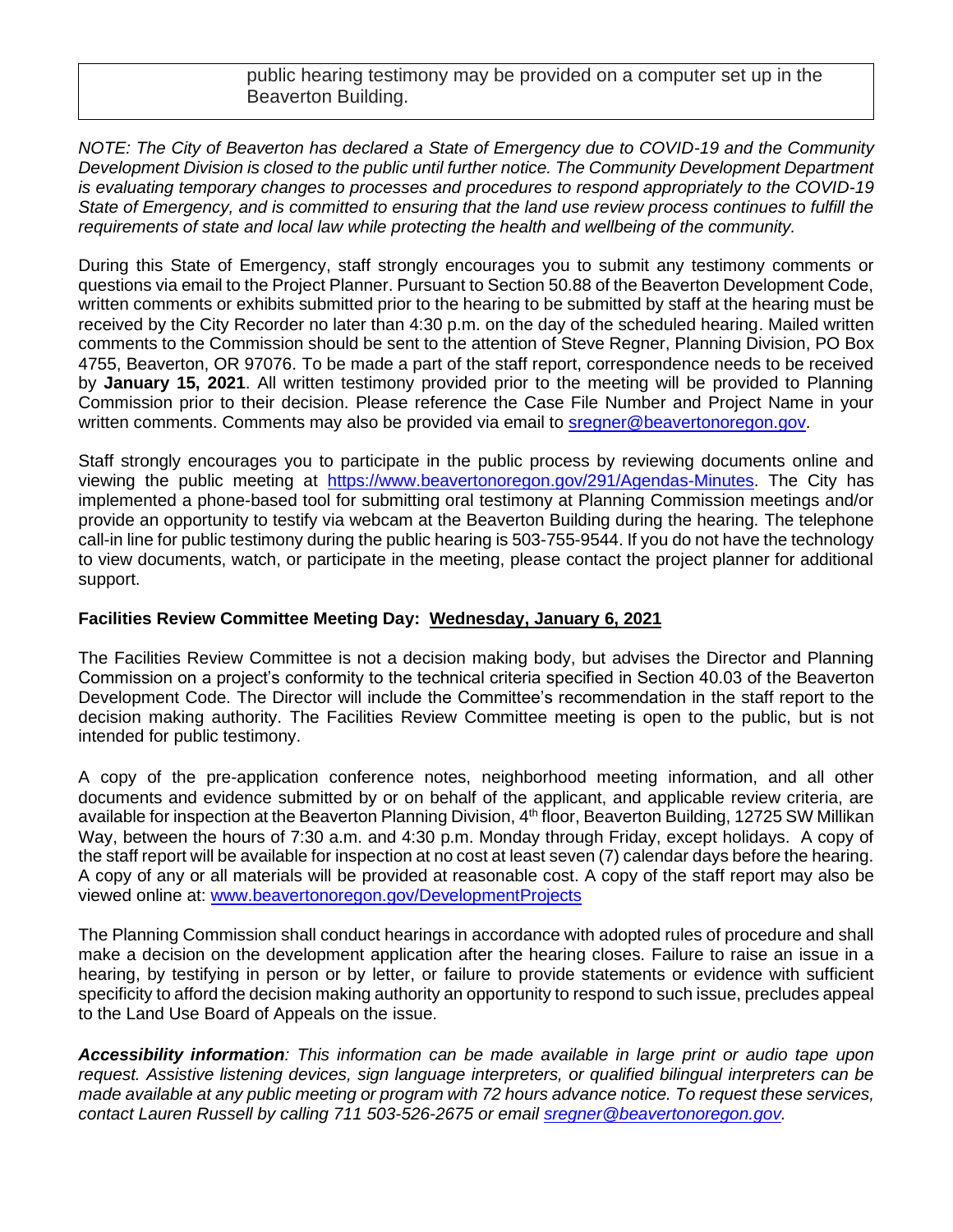| | |
|---|---|
| | public hearing testimony may be provided on a computer set up in the Beaverton Building. |

*NOTE: The City of Beaverton has declared a State of Emergency due to COVID-19 and the Community Development Division is closed to the public until further notice. The Community Development Department is evaluating temporary changes to processes and procedures to respond appropriately to the COVID-19 State of Emergency, and is committed to ensuring that the land use review process continues to fulfill the requirements of state and local law while protecting the health and wellbeing of the community.*

During this State of Emergency, staff strongly encourages you to submit any testimony comments or questions via email to the Project Planner. Pursuant to Section 50.88 of the Beaverton Development Code, written comments or exhibits submitted prior to the hearing to be submitted by staff at the hearing must be received by the City Recorder no later than 4:30 p.m. on the day of the scheduled hearing. Mailed written comments to the Commission should be sent to the attention of Steve Regner, Planning Division, PO Box 4755, Beaverton, OR 97076. To be made a part of the staff report, correspondence needs to be received by **January 15, 2021**. All written testimony provided prior to the meeting will be provided to Planning Commission prior to their decision. Please reference the Case File Number and Project Name in your written comments. Comments may also be provided via email to sregner@beavertonoregon.gov.

Staff strongly encourages you to participate in the public process by reviewing documents online and viewing the public meeting at https://www.beavertonoregon.gov/291/Agendas-Minutes. The City has implemented a phone-based tool for submitting oral testimony at Planning Commission meetings and/or provide an opportunity to testify via webcam at the Beaverton Building during the hearing. The telephone call-in line for public testimony during the public hearing is 503-755-9544. If you do not have the technology to view documents, watch, or participate in the meeting, please contact the project planner for additional support.

**Facilities Review Committee Meeting Day: Wednesday, January 6, 2021**

The Facilities Review Committee is not a decision making body, but advises the Director and Planning Commission on a project's conformity to the technical criteria specified in Section 40.03 of the Beaverton Development Code. The Director will include the Committee's recommendation in the staff report to the decision making authority. The Facilities Review Committee meeting is open to the public, but is not intended for public testimony.

A copy of the pre-application conference notes, neighborhood meeting information, and all other documents and evidence submitted by or on behalf of the applicant, and applicable review criteria, are available for inspection at the Beaverton Planning Division, 4th floor, Beaverton Building, 12725 SW Millikan Way, between the hours of 7:30 a.m. and 4:30 p.m. Monday through Friday, except holidays. A copy of the staff report will be available for inspection at no cost at least seven (7) calendar days before the hearing. A copy of any or all materials will be provided at reasonable cost. A copy of the staff report may also be viewed online at: www.beavertonoregon.gov/DevelopmentProjects

The Planning Commission shall conduct hearings in accordance with adopted rules of procedure and shall make a decision on the development application after the hearing closes. Failure to raise an issue in a hearing, by testifying in person or by letter, or failure to provide statements or evidence with sufficient specificity to afford the decision making authority an opportunity to respond to such issue, precludes appeal to the Land Use Board of Appeals on the issue.

***Accessibility information****: This information can be made available in large print or audio tape upon request. Assistive listening devices, sign language interpreters, or qualified bilingual interpreters can be made available at any public meeting or program with 72 hours advance notice. To request these services, contact Lauren Russell by calling 711 503-526-2675 or email sregner@beavertonoregon.gov.*